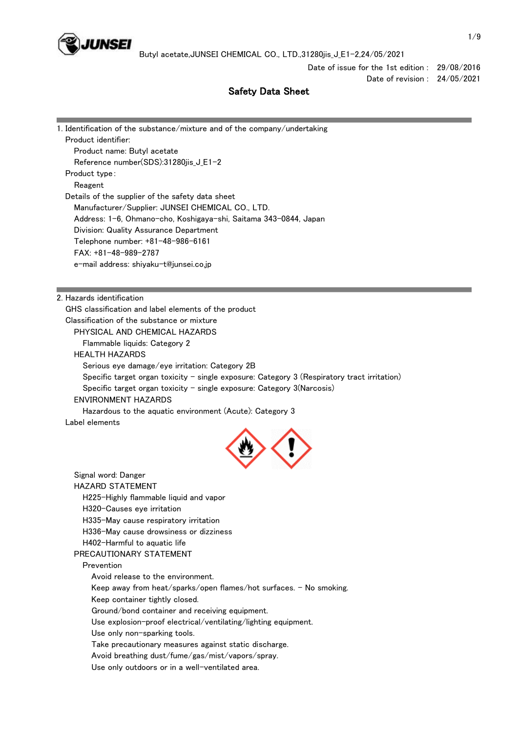# Safety Data Sheet

Date of issue for the 1st edition : 29/08/2016
Date of revision : 24/05/2021

## 1. Identification of the substance/mixture and of the company/undertaking

Product identifier:

- Product name: Butyl acetate
- Reference number(SDS):31280jis_J_E1-2

Product type :

- Reagent

Details of the supplier of the safety data sheet

- Manufacturer/Supplier: JUNSEI CHEMICAL CO., LTD.
- Address: 1-6, Ohmano-cho, Koshigaya-shi, Saitama 343-0844, Japan
- Division: Quality Assurance Department
- Telephone number: +81-48-986-6161
- FAX: +81-48-989-2787
- e-mail address: shiyaku-t@junsei.co.jp

## 2. Hazards identification

GHS classification and label elements of the product

Classification of the substance or mixture

PHYSICAL AND CHEMICAL HAZARDS

- Flammable liquids: Category 2

HEALTH HAZARDS

- Serious eye damage/eye irritation: Category 2B
- Specific target organ toxicity - single exposure: Category 3 (Respiratory tract irritation)
- Specific target organ toxicity - single exposure: Category 3(Narcosis)

ENVIRONMENT HAZARDS

- Hazardous to the aquatic environment (Acute): Category 3

Label elements

Signal word: Danger

HAZARD STATEMENT

- H225-Highly flammable liquid and vapor
- H320-Causes eye irritation
- H335-May cause respiratory irritation
- H336-May cause drowsiness or dizziness
- H402-Harmful to aquatic life

PRECAUTIONARY STATEMENT

Prevention

- Avoid release to the environment.
- Keep away from heat/sparks/open flames/hot surfaces. - No smoking.
- Keep container tightly closed.
- Ground/bond container and receiving equipment.
- Use explosion-proof electrical/ventilating/lighting equipment.
- Use only non-sparking tools.
- Take precautionary measures against static discharge.
- Avoid breathing dust/fume/gas/mist/vapors/spray.
- Use only outdoors or in a well-ventilated area.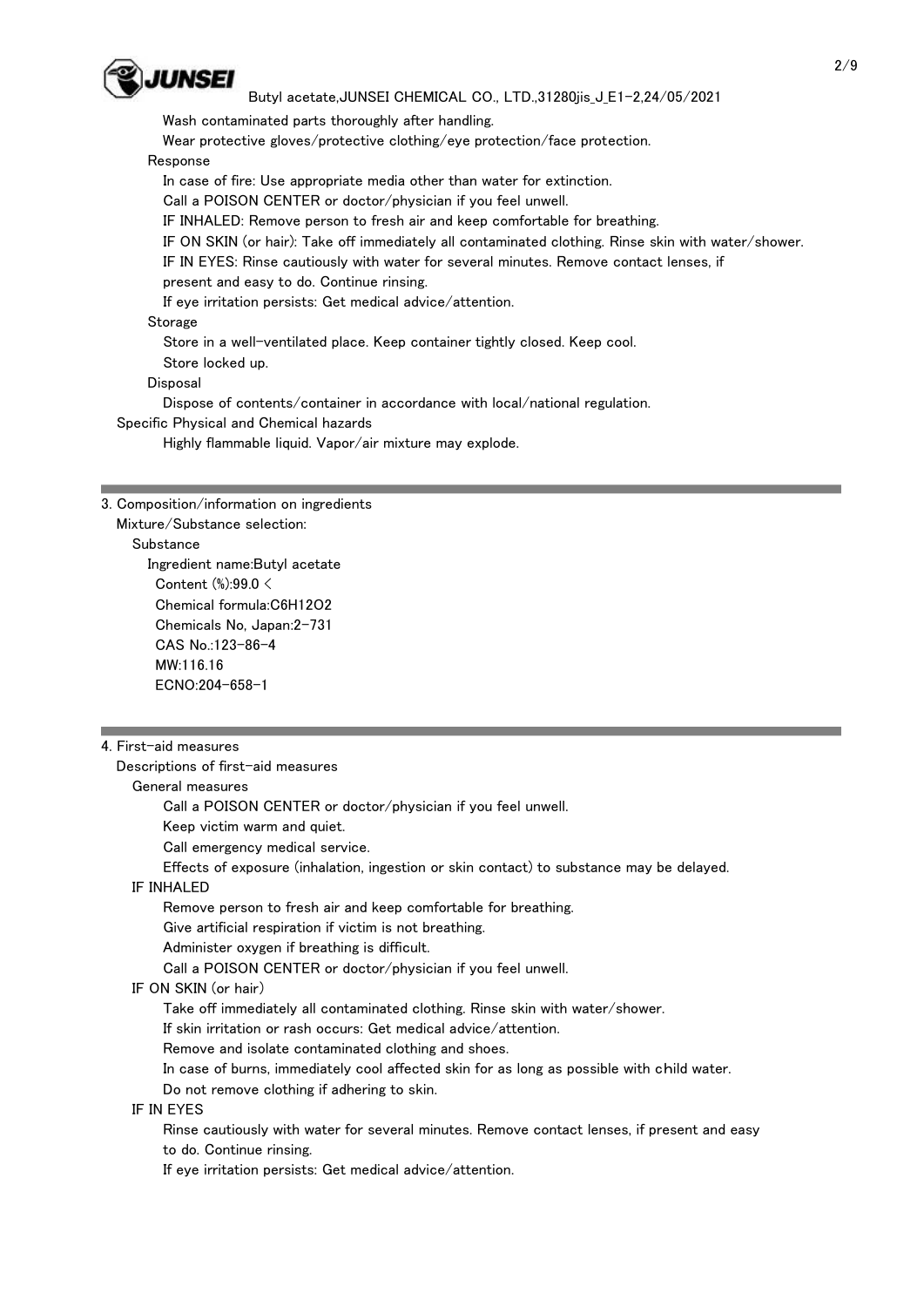Wash contaminated parts thoroughly after handling.
Wear protective gloves/protective clothing/eye protection/face protection.

Response

In case of fire: Use appropriate media other than water for extinction.
Call a POISON CENTER or doctor/physician if you feel unwell.
IF INHALED: Remove person to fresh air and keep comfortable for breathing.
IF ON SKIN (or hair): Take off immediately all contaminated clothing. Rinse skin with water/shower.
IF IN EYES: Rinse cautiously with water for several minutes. Remove contact lenses, if present and easy to do. Continue rinsing.
If eye irritation persists: Get medical advice/attention.

Storage

Store in a well-ventilated place. Keep container tightly closed. Keep cool.
Store locked up.

Disposal

Dispose of contents/container in accordance with local/national regulation.

Specific Physical and Chemical hazards

Highly flammable liquid. Vapor/air mixture may explode.

## 3. Composition/information on ingredients

Mixture/Substance selection:

Substance

Ingredient name:Butyl acetate
Content (%):99.0 <
Chemical formula:$C_6H_{12}O_2$
Chemicals No, Japan:2-731
CAS No.:123-86-4
MW:116.16
ECNO:204-658-1

## 4. First-aid measures

Descriptions of first-aid measures

General measures

Call a POISON CENTER or doctor/physician if you feel unwell.
Keep victim warm and quiet.
Call emergency medical service.
Effects of exposure (inhalation, ingestion or skin contact) to substance may be delayed.

IF INHALED

Remove person to fresh air and keep comfortable for breathing.
Give artificial respiration if victim is not breathing.
Administer oxygen if breathing is difficult.
Call a POISON CENTER or doctor/physician if you feel unwell.

IF ON SKIN (or hair)

Take off immediately all contaminated clothing. Rinse skin with water/shower.
If skin irritation or rash occurs: Get medical advice/attention.
Remove and isolate contaminated clothing and shoes.
In case of burns, immediately cool affected skin for as long as possible with child water.
Do not remove clothing if adhering to skin.

IF IN EYES

Rinse cautiously with water for several minutes. Remove contact lenses, if present and easy to do. Continue rinsing.
If eye irritation persists: Get medical advice/attention.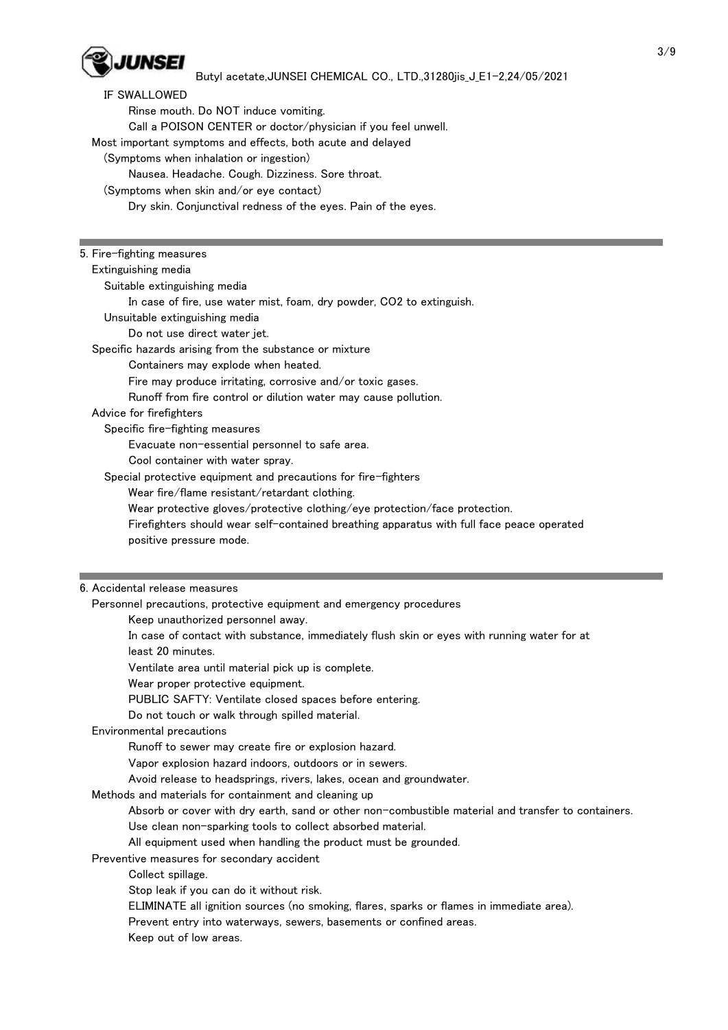IF SWALLOWED

Rinse mouth. Do NOT induce vomiting.
Call a POISON CENTER or doctor/physician if you feel unwell.

Most important symptoms and effects, both acute and delayed

(Symptoms when inhalation or ingestion)

Nausea. Headache. Cough. Dizziness. Sore throat.

(Symptoms when skin and/or eye contact)

Dry skin. Conjunctival redness of the eyes. Pain of the eyes.

## 5. Fire-fighting measures

Extinguishing media

Suitable extinguishing media

In case of fire, use water mist, foam, dry powder, $CO_2$ to extinguish.

Unsuitable extinguishing media

Do not use direct water jet.

Specific hazards arising from the substance or mixture

Containers may explode when heated.
Fire may produce irritating, corrosive and/or toxic gases.
Runoff from fire control or dilution water may cause pollution.

Advice for firefighters

Specific fire-fighting measures

Evacuate non-essential personnel to safe area.
Cool container with water spray.

Special protective equipment and precautions for fire-fighters

Wear fire/flame resistant/retardant clothing.
Wear protective gloves/protective clothing/eye protection/face protection.
Firefighters should wear self-contained breathing apparatus with full face peace operated positive pressure mode.

## 6. Accidental release measures

Personnel precautions, protective equipment and emergency procedures

Keep unauthorized personnel away.
In case of contact with substance, immediately flush skin or eyes with running water for at least 20 minutes.
Ventilate area until material pick up is complete.
Wear proper protective equipment.
PUBLIC SAFTY: Ventilate closed spaces before entering.
Do not touch or walk through spilled material.

Environmental precautions

Runoff to sewer may create fire or explosion hazard.
Vapor explosion hazard indoors, outdoors or in sewers.
Avoid release to headsprings, rivers, lakes, ocean and groundwater.

Methods and materials for containment and cleaning up

Absorb or cover with dry earth, sand or other non-combustible material and transfer to containers.
Use clean non-sparking tools to collect absorbed material.
All equipment used when handling the product must be grounded.

Preventive measures for secondary accident

Collect spillage.
Stop leak if you can do it without risk.
ELIMINATE all ignition sources (no smoking, flares, sparks or flames in immediate area).
Prevent entry into waterways, sewers, basements or confined areas.
Keep out of low areas.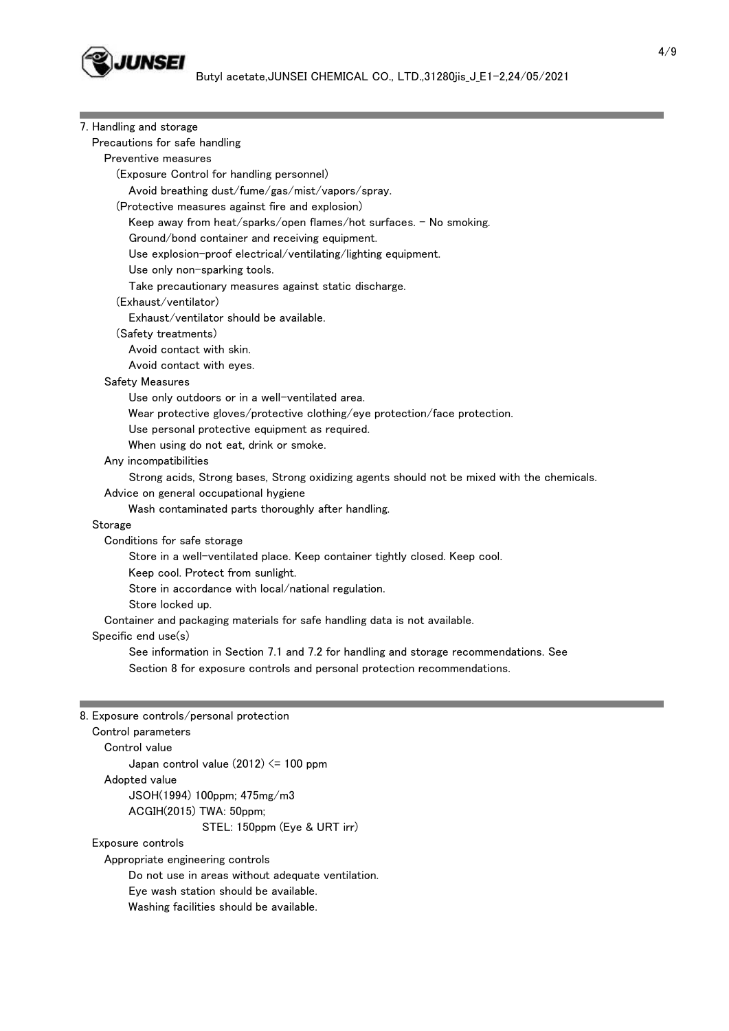## 7. Handling and storage

### Precautions for safe handling

#### Preventive measures

(Exposure Control for handling personnel)

Avoid breathing dust/fume/gas/mist/vapors/spray.

(Protective measures against fire and explosion)

Keep away from heat/sparks/open flames/hot surfaces. - No smoking.

Ground/bond container and receiving equipment.

Use explosion-proof electrical/ventilating/lighting equipment.

Use only non-sparking tools.

Take precautionary measures against static discharge.

(Exhaust/ventilator)

Exhaust/ventilator should be available.

(Safety treatments)

Avoid contact with skin.

Avoid contact with eyes.

#### Safety Measures

Use only outdoors or in a well-ventilated area.

Wear protective gloves/protective clothing/eye protection/face protection.

Use personal protective equipment as required.

When using do not eat, drink or smoke.

#### Any incompatibilities

Strong acids, Strong bases, Strong oxidizing agents should not be mixed with the chemicals.

#### Advice on general occupational hygiene

Wash contaminated parts thoroughly after handling.

### Storage

#### Conditions for safe storage

Store in a well-ventilated place. Keep container tightly closed. Keep cool.

Keep cool. Protect from sunlight.

Store in accordance with local/national regulation.

Store locked up.

#### Container and packaging materials for safe handling data is not available.

### Specific end use(s)

See information in Section 7.1 and 7.2 for handling and storage recommendations. See Section 8 for exposure controls and personal protection recommendations.

## 8. Exposure controls/personal protection

### Control parameters

#### Control value

Japan control value (2012) <= 100 ppm

#### Adopted value

JSOH(1994) 100ppm; 475mg/m3

ACGIH(2015) TWA: 50ppm;

STEL: 150ppm (Eye & URT irr)

### Exposure controls

#### Appropriate engineering controls

Do not use in areas without adequate ventilation.

Eye wash station should be available.

Washing facilities should be available.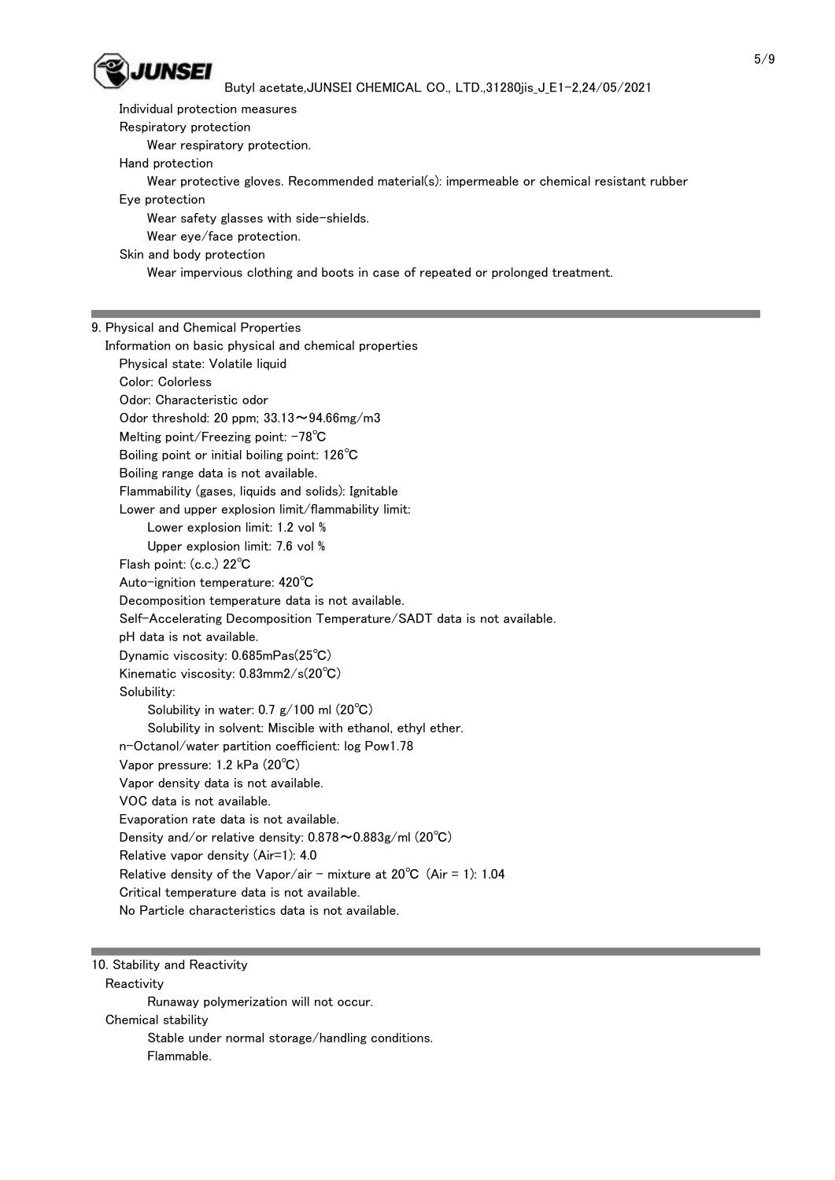Individual protection measures

Respiratory protection

Wear respiratory protection.

Hand protection

Wear protective gloves. Recommended material(s): impermeable or chemical resistant rubber

Eye protection

Wear safety glasses with side-shields.

Wear eye/face protection.

Skin and body protection

Wear impervious clothing and boots in case of repeated or prolonged treatment.

## 9. Physical and Chemical Properties

Information on basic physical and chemical properties

Physical state: Volatile liquid

Color: Colorless

Odor: Characteristic odor

Odor threshold: 20 ppm; 33.13～94.66mg/m3

Melting point/Freezing point: -78℃

Boiling point or initial boiling point: 126℃

Boiling range data is not available.

Flammability (gases, liquids and solids): Ignitable

Lower and upper explosion limit/flammability limit:

Lower explosion limit: 1.2 vol %

Upper explosion limit: 7.6 vol %

Flash point: (c.c.) 22℃

Auto-ignition temperature: 420℃

Decomposition temperature data is not available.

Self-Accelerating Decomposition Temperature/SADT data is not available.

pH data is not available.

Dynamic viscosity: 0.685mPas(25℃)

Kinematic viscosity: 0.83mm2/s(20℃)

Solubility:

Solubility in water: 0.7 g/100 ml (20℃)

Solubility in solvent: Miscible with ethanol, ethyl ether.

n-Octanol/water partition coefficient: log Pow1.78

Vapor pressure: 1.2 kPa (20℃)

Vapor density data is not available.

VOC data is not available.

Evaporation rate data is not available.

Density and/or relative density: 0.878～0.883g/ml (20℃)

Relative vapor density (Air=1): 4.0

Relative density of the Vapor/air - mixture at 20℃ (Air = 1): 1.04

Critical temperature data is not available.

No Particle characteristics data is not available.

## 10. Stability and Reactivity

Reactivity

Runaway polymerization will not occur.

Chemical stability

Stable under normal storage/handling conditions.

Flammable.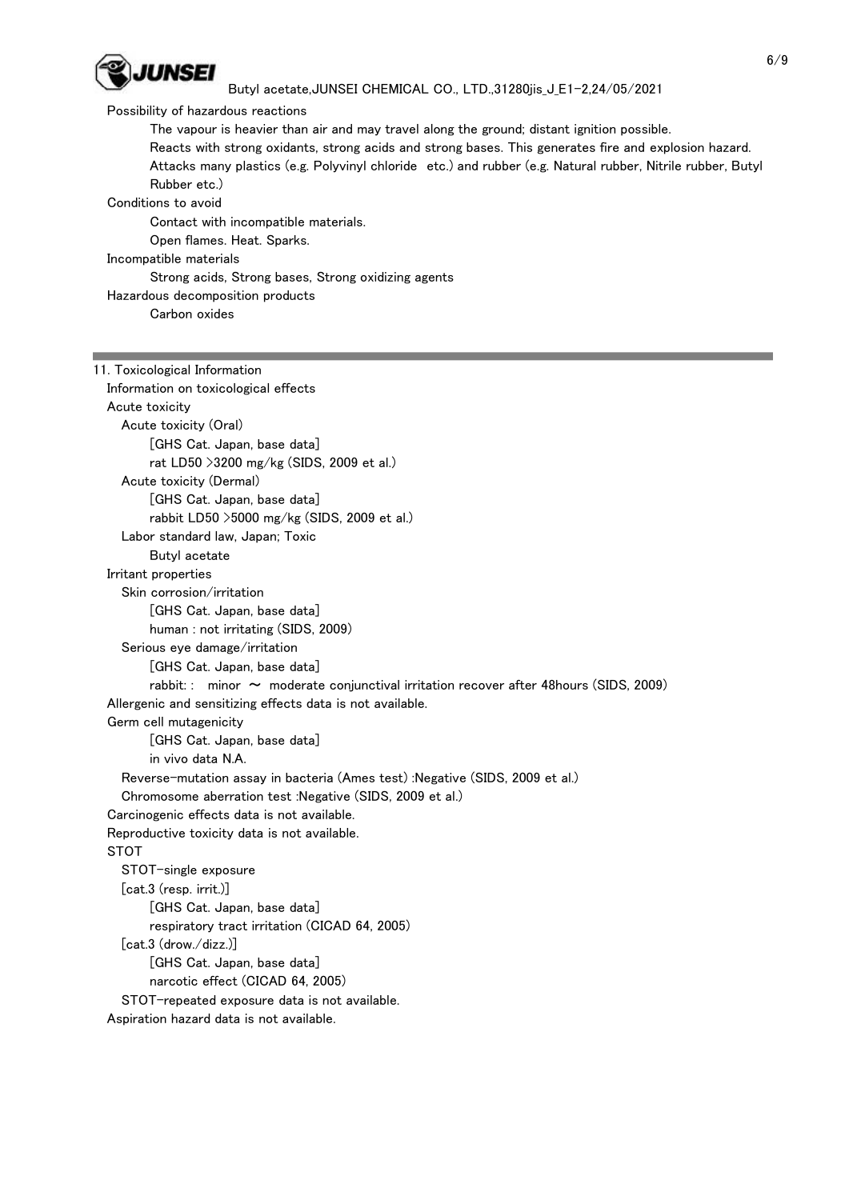Possibility of hazardous reactions

The vapour is heavier than air and may travel along the ground; distant ignition possible.
Reacts with strong oxidants, strong acids and strong bases. This generates fire and explosion hazard.
Attacks many plastics (e.g. Polyvinyl chloride etc.) and rubber (e.g. Natural rubber, Nitrile rubber, Butyl Rubber etc.)

Conditions to avoid

Contact with incompatible materials.
Open flames. Heat. Sparks.

Incompatible materials

Strong acids, Strong bases, Strong oxidizing agents

Hazardous decomposition products

Carbon oxides

## 11. Toxicological Information

Information on toxicological effects

Acute toxicity

Acute toxicity (Oral)

[GHS Cat. Japan, base data]
rat LD50 >3200 mg/kg (SIDS, 2009 et al.)

Acute toxicity (Dermal)

[GHS Cat. Japan, base data]
rabbit LD50 >5000 mg/kg (SIDS, 2009 et al.)

Labor standard law, Japan; Toxic

Butyl acetate

Irritant properties

Skin corrosion/irritation

[GHS Cat. Japan, base data]
human : not irritating (SIDS, 2009)

Serious eye damage/irritation

[GHS Cat. Japan, base data]
rabbit: : minor ～ moderate conjunctival irritation recover after 48hours (SIDS, 2009)

Allergenic and sensitizing effects data is not available.

Germ cell mutagenicity

[GHS Cat. Japan, base data]
in vivo data N.A.

Reverse-mutation assay in bacteria (Ames test) :Negative (SIDS, 2009 et al.)
Chromosome aberration test :Negative (SIDS, 2009 et al.)

Carcinogenic effects data is not available.

Reproductive toxicity data is not available.

STOT

STOT-single exposure

[cat.3 (resp. irrit.)]

[GHS Cat. Japan, base data]
respiratory tract irritation (CICAD 64, 2005)

[cat.3 (drow./dizz.)]

[GHS Cat. Japan, base data]
narcotic effect (CICAD 64, 2005)

STOT-repeated exposure data is not available.

Aspiration hazard data is not available.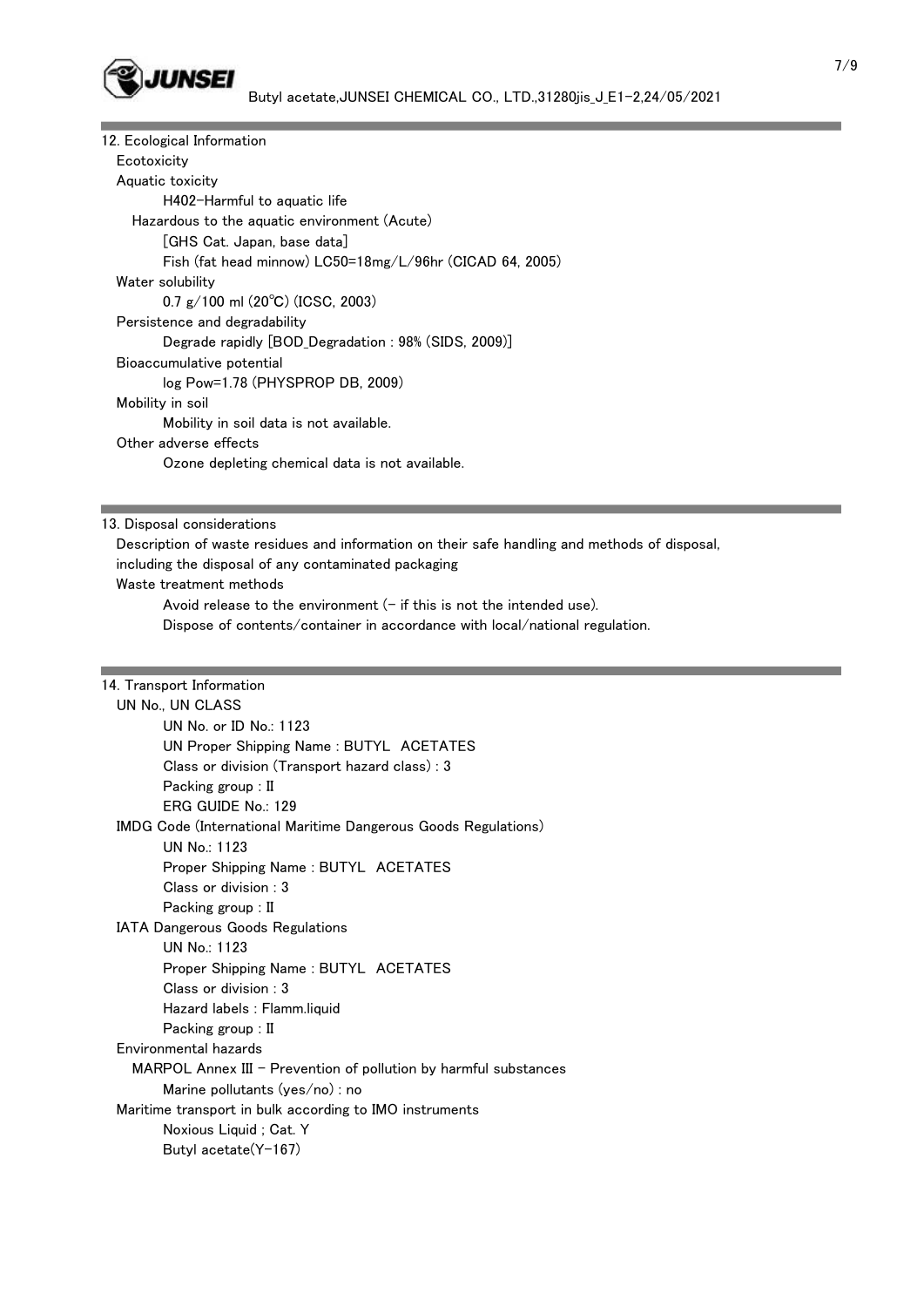## 12. Ecological Information

**Ecotoxicity**

**Aquatic toxicity**

H402-Harmful to aquatic life

Hazardous to the aquatic environment (Acute)

[GHS Cat. Japan, base data]

Fish (fat head minnow) LC50=18mg/L/96hr (CICAD 64, 2005)

**Water solubility**

0.7 g/100 ml (20℃) (ICSC, 2003)

**Persistence and degradability**

Degrade rapidly [BOD_Degradation : 98% (SIDS, 2009)]

**Bioaccumulative potential**

log Pow=1.78 (PHYSPROP DB, 2009)

**Mobility in soil**

Mobility in soil data is not available.

**Other adverse effects**

Ozone depleting chemical data is not available.

## 13. Disposal considerations

Description of waste residues and information on their safe handling and methods of disposal, including the disposal of any contaminated packaging

**Waste treatment methods**

Avoid release to the environment (- if this is not the intended use).

Dispose of contents/container in accordance with local/national regulation.

## 14. Transport Information

**UN No., UN CLASS**

UN No. or ID No.: 1123

UN Proper Shipping Name : BUTYL ACETATES

Class or division (Transport hazard class) : 3

Packing group : II

ERG GUIDE No.: 129

**IMDG Code (International Maritime Dangerous Goods Regulations)**

UN No.: 1123

Proper Shipping Name : BUTYL ACETATES

Class or division : 3

Packing group : II

**IATA Dangerous Goods Regulations**

UN No.: 1123

Proper Shipping Name : BUTYL ACETATES

Class or division : 3

Hazard labels : Flamm.liquid

Packing group : II

**Environmental hazards**

MARPOL Annex III - Prevention of pollution by harmful substances

Marine pollutants (yes/no) : no

**Maritime transport in bulk according to IMO instruments**

Noxious Liquid ; Cat. Y

Butyl acetate(Y-167)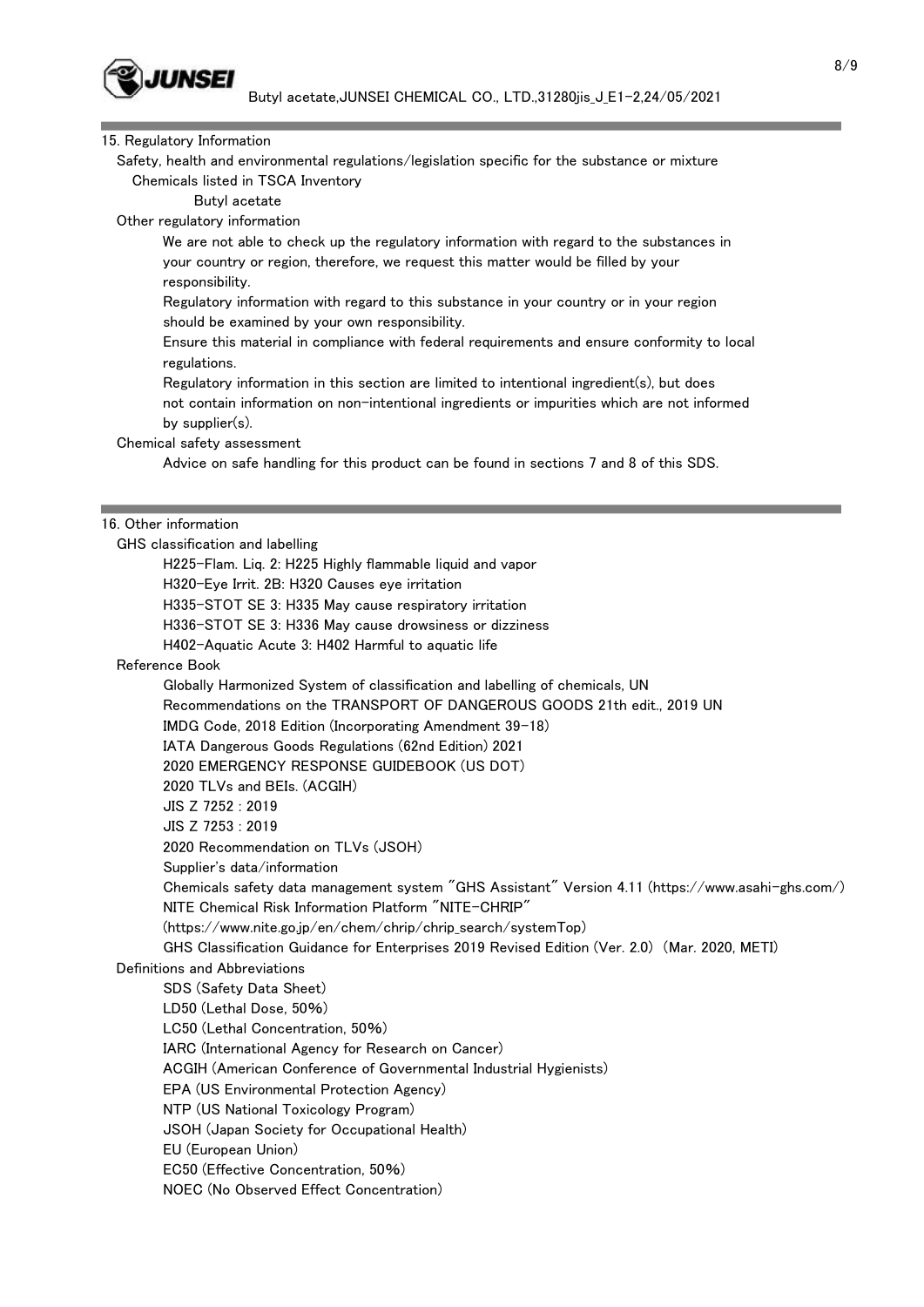## 15. Regulatory Information

Safety, health and environmental regulations/legislation specific for the substance or mixture

Chemicals listed in TSCA Inventory

Butyl acetate

Other regulatory information

We are not able to check up the regulatory information with regard to the substances in your country or region, therefore, we request this matter would be filled by your responsibility.

Regulatory information with regard to this substance in your country or in your region should be examined by your own responsibility.

Ensure this material in compliance with federal requirements and ensure conformity to local regulations.

Regulatory information in this section are limited to intentional ingredient(s), but does not contain information on non-intentional ingredients or impurities which are not informed by supplier(s).

Chemical safety assessment

Advice on safe handling for this product can be found in sections 7 and 8 of this SDS.

## 16. Other information

GHS classification and labelling

H225-Flam. Liq. 2: H225 Highly flammable liquid and vapor

H320-Eye Irrit. 2B: H320 Causes eye irritation

H335-STOT SE 3: H335 May cause respiratory irritation

H336-STOT SE 3: H336 May cause drowsiness or dizziness

H402-Aquatic Acute 3: H402 Harmful to aquatic life

Reference Book

Globally Harmonized System of classification and labelling of chemicals, UN

Recommendations on the TRANSPORT OF DANGEROUS GOODS 21th edit., 2019 UN

IMDG Code, 2018 Edition (Incorporating Amendment 39-18)

IATA Dangerous Goods Regulations (62nd Edition) 2021

2020 EMERGENCY RESPONSE GUIDEBOOK (US DOT)

2020 TLVs and BEIs. (ACGIH)

JIS Z 7252 : 2019

JIS Z 7253 : 2019

2020 Recommendation on TLVs (JSOH)

Supplier's data/information

Chemicals safety data management system "GHS Assistant" Version 4.11 (https://www.asahi-ghs.com/)

NITE Chemical Risk Information Platform "NITE-CHRIP"
(https://www.nite.go.jp/en/chem/chrip/chrip_search/systemTop)

GHS Classification Guidance for Enterprises 2019 Revised Edition (Ver. 2.0) (Mar. 2020, METI)

Definitions and Abbreviations

SDS (Safety Data Sheet)

LD50 (Lethal Dose, 50%)

LC50 (Lethal Concentration, 50%)

IARC (International Agency for Research on Cancer)

ACGIH (American Conference of Governmental Industrial Hygienists)

EPA (US Environmental Protection Agency)

NTP (US National Toxicology Program)

JSOH (Japan Society for Occupational Health)

EU (European Union)

EC50 (Effective Concentration, 50%)

NOEC (No Observed Effect Concentration)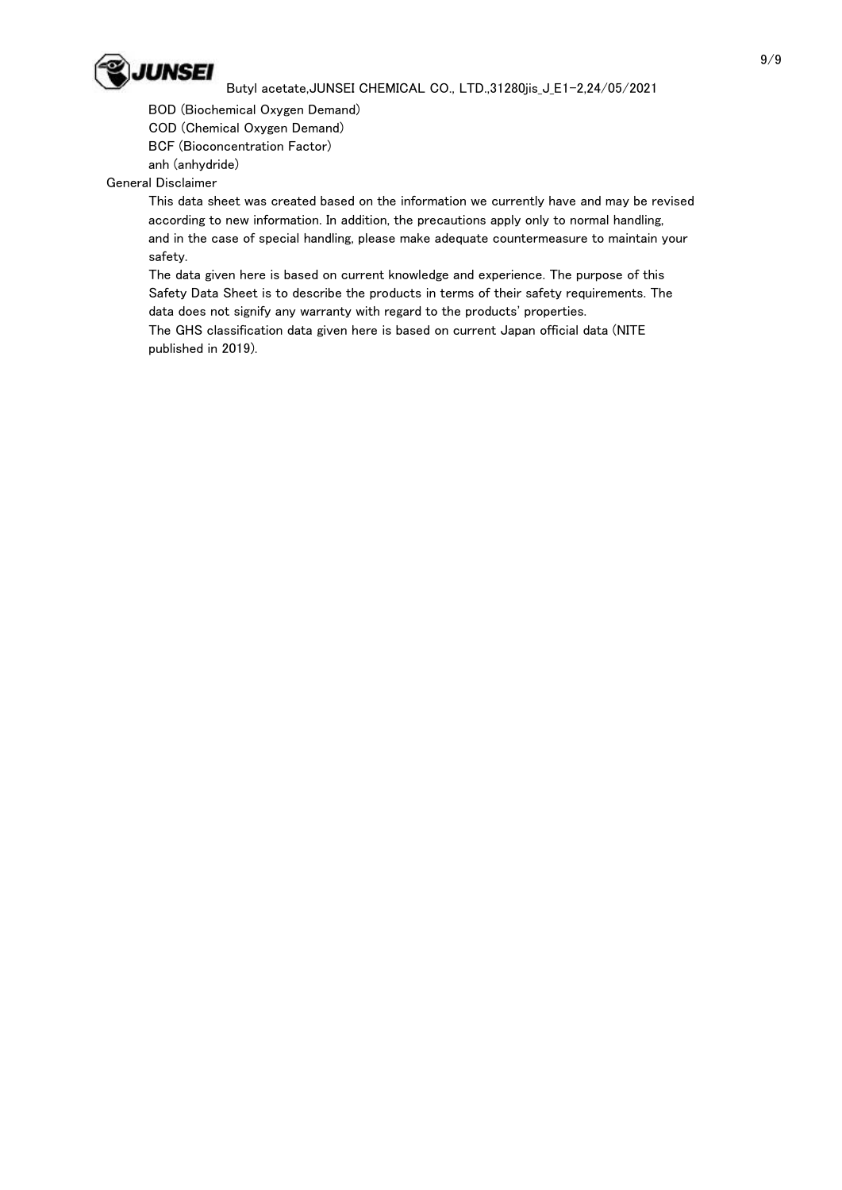BOD (Biochemical Oxygen Demand)
COD (Chemical Oxygen Demand)
BCF (Bioconcentration Factor)
anh (anhydride)

General Disclaimer

This data sheet was created based on the information we currently have and may be revised according to new information. In addition, the precautions apply only to normal handling, and in the case of special handling, please make adequate countermeasure to maintain your safety.
The data given here is based on current knowledge and experience. The purpose of this Safety Data Sheet is to describe the products in terms of their safety requirements. The data does not signify any warranty with regard to the products' properties.
The GHS classification data given here is based on current Japan official data (NITE published in 2019).